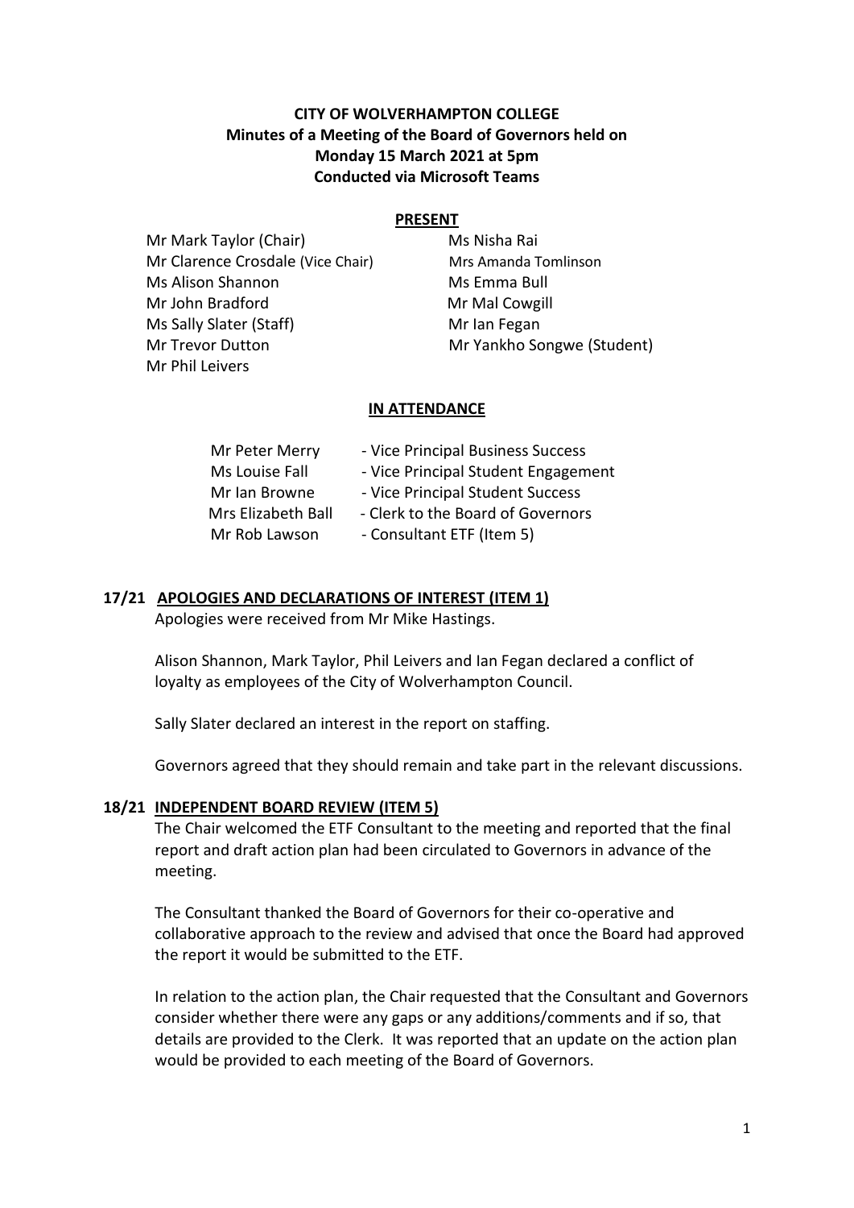# CITY OF WOLVERHAMPTON COLLEGE
## Minutes of a Meeting of the Board of Governors held on Monday 15 March 2021 at 5pm Conducted via Microsoft Teams

### PRESENT

| | |
|---|---|
| Mr Mark Taylor (Chair) | Ms Nisha Rai |
| Mr Clarence Crosdale (Vice Chair) | Mrs Amanda Tomlinson |
| Ms Alison Shannon | Ms Emma Bull |
| Mr John Bradford | Mr Mal Cowgill |
| Ms Sally Slater (Staff) | Mr Ian Fegan |
| Mr Trevor Dutton | Mr Yankho Songwe (Student) |
| Mr Phil Leivers | |

### IN ATTENDANCE

| | |
|---|---|
| Mr Peter Merry | - Vice Principal Business Success |
| Ms Louise Fall | - Vice Principal Student Engagement |
| Mr Ian Browne | - Vice Principal Student Success |
| Mrs Elizabeth Ball | - Clerk to the Board of Governors |
| Mr Rob Lawson | - Consultant ETF (Item 5) |

### 17/21 APOLOGIES AND DECLARATIONS OF INTEREST (ITEM 1)

Apologies were received from Mr Mike Hastings.

Alison Shannon, Mark Taylor, Phil Leivers and Ian Fegan declared a conflict of loyalty as employees of the City of Wolverhampton Council.

Sally Slater declared an interest in the report on staffing.

Governors agreed that they should remain and take part in the relevant discussions.

### 18/21 INDEPENDENT BOARD REVIEW (ITEM 5)

The Chair welcomed the ETF Consultant to the meeting and reported that the final report and draft action plan had been circulated to Governors in advance of the meeting.

The Consultant thanked the Board of Governors for their co-operative and collaborative approach to the review and advised that once the Board had approved the report it would be submitted to the ETF.

In relation to the action plan, the Chair requested that the Consultant and Governors consider whether there were any gaps or any additions/comments and if so, that details are provided to the Clerk. It was reported that an update on the action plan would be provided to each meeting of the Board of Governors.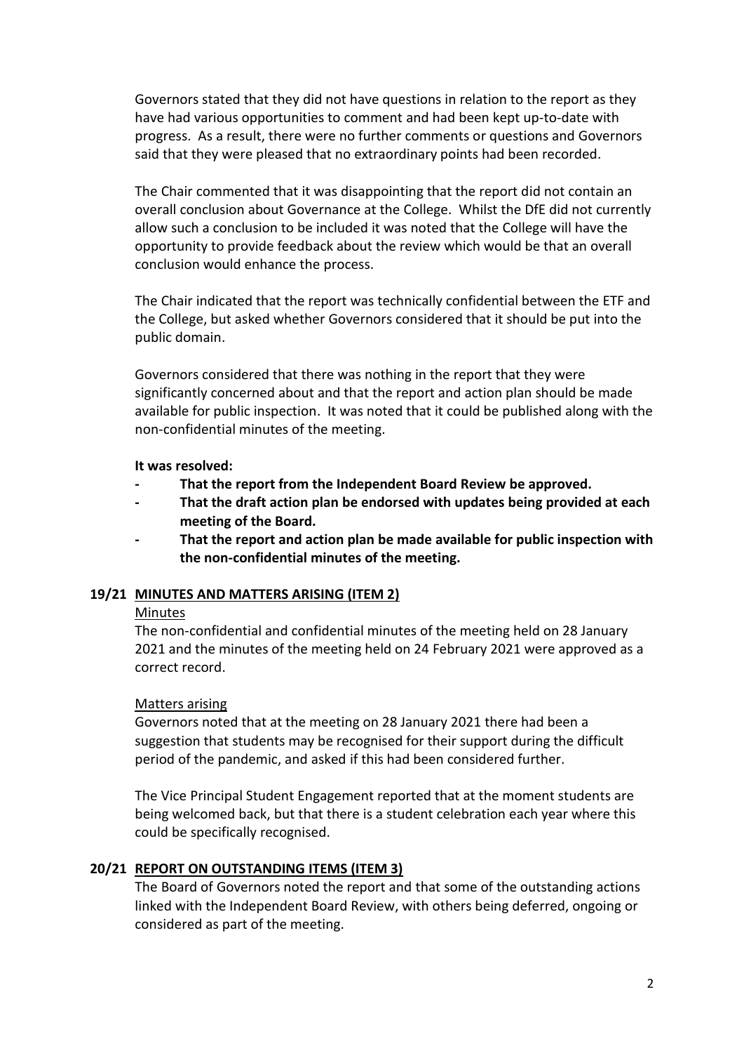Governors stated that they did not have questions in relation to the report as they have had various opportunities to comment and had been kept up-to-date with progress. As a result, there were no further comments or questions and Governors said that they were pleased that no extraordinary points had been recorded.

The Chair commented that it was disappointing that the report did not contain an overall conclusion about Governance at the College. Whilst the DfE did not currently allow such a conclusion to be included it was noted that the College will have the opportunity to provide feedback about the review which would be that an overall conclusion would enhance the process.

The Chair indicated that the report was technically confidential between the ETF and the College, but asked whether Governors considered that it should be put into the public domain.

Governors considered that there was nothing in the report that they were significantly concerned about and that the report and action plan should be made available for public inspection. It was noted that it could be published along with the non-confidential minutes of the meeting.

**It was resolved:**

- **That the report from the Independent Board Review be approved.**
- **That the draft action plan be endorsed with updates being provided at each meeting of the Board.**
- **That the report and action plan be made available for public inspection with the non-confidential minutes of the meeting.**

## 19/21 MINUTES AND MATTERS ARISING (ITEM 2)

Minutes

The non-confidential and confidential minutes of the meeting held on 28 January 2021 and the minutes of the meeting held on 24 February 2021 were approved as a correct record.

Matters arising

Governors noted that at the meeting on 28 January 2021 there had been a suggestion that students may be recognised for their support during the difficult period of the pandemic, and asked if this had been considered further.

The Vice Principal Student Engagement reported that at the moment students are being welcomed back, but that there is a student celebration each year where this could be specifically recognised.

## 20/21 REPORT ON OUTSTANDING ITEMS (ITEM 3)

The Board of Governors noted the report and that some of the outstanding actions linked with the Independent Board Review, with others being deferred, ongoing or considered as part of the meeting.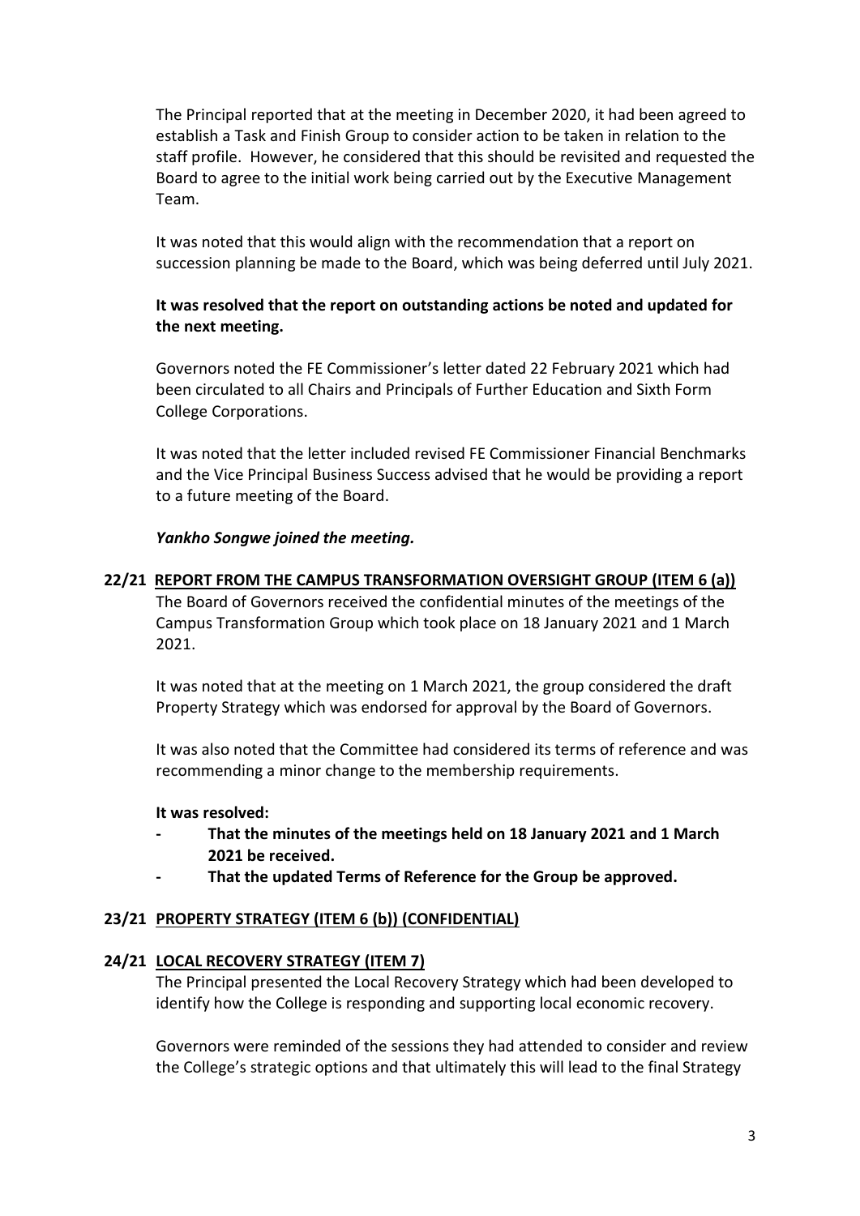The Principal reported that at the meeting in December 2020, it had been agreed to establish a Task and Finish Group to consider action to be taken in relation to the staff profile. However, he considered that this should be revisited and requested the Board to agree to the initial work being carried out by the Executive Management Team.

It was noted that this would align with the recommendation that a report on succession planning be made to the Board, which was being deferred until July 2021.

**It was resolved that the report on outstanding actions be noted and updated for the next meeting.**

Governors noted the FE Commissioner's letter dated 22 February 2021 which had been circulated to all Chairs and Principals of Further Education and Sixth Form College Corporations.

It was noted that the letter included revised FE Commissioner Financial Benchmarks and the Vice Principal Business Success advised that he would be providing a report to a future meeting of the Board.

***Yankho Songwe joined the meeting.***

## 22/21 REPORT FROM THE CAMPUS TRANSFORMATION OVERSIGHT GROUP (ITEM 6 (a))

The Board of Governors received the confidential minutes of the meetings of the Campus Transformation Group which took place on 18 January 2021 and 1 March 2021.

It was noted that at the meeting on 1 March 2021, the group considered the draft Property Strategy which was endorsed for approval by the Board of Governors.

It was also noted that the Committee had considered its terms of reference and was recommending a minor change to the membership requirements.

**It was resolved:**

- **That the minutes of the meetings held on 18 January 2021 and 1 March 2021 be received.**
- **That the updated Terms of Reference for the Group be approved.**

## 23/21 PROPERTY STRATEGY (ITEM 6 (b)) (CONFIDENTIAL)

## 24/21 LOCAL RECOVERY STRATEGY (ITEM 7)

The Principal presented the Local Recovery Strategy which had been developed to identify how the College is responding and supporting local economic recovery.

Governors were reminded of the sessions they had attended to consider and review the College's strategic options and that ultimately this will lead to the final Strategy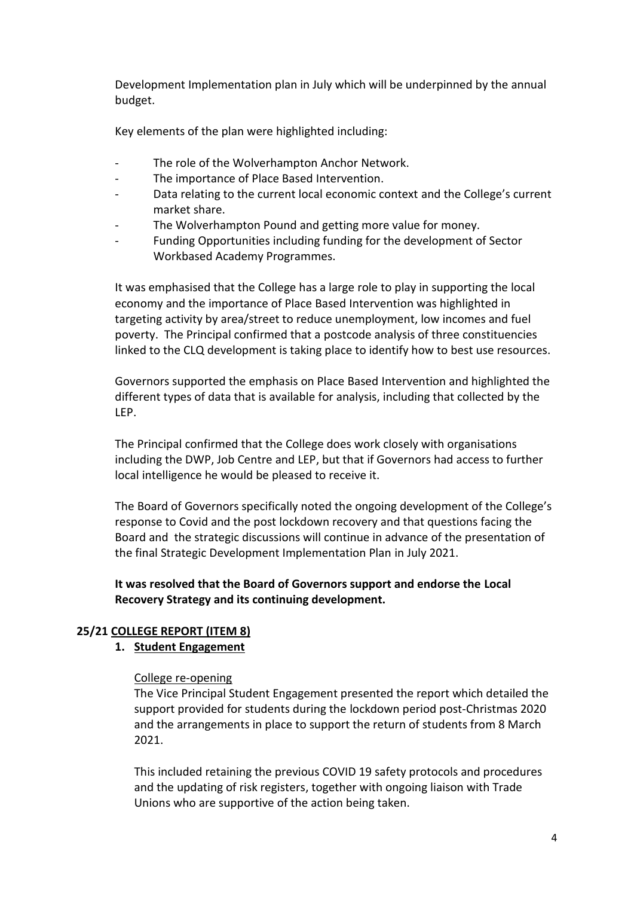Development Implementation plan in July which will be underpinned by the annual budget.

Key elements of the plan were highlighted including:

- The role of the Wolverhampton Anchor Network.
- The importance of Place Based Intervention.
- Data relating to the current local economic context and the College's current market share.
- The Wolverhampton Pound and getting more value for money.
- Funding Opportunities including funding for the development of Sector Workbased Academy Programmes.

It was emphasised that the College has a large role to play in supporting the local economy and the importance of Place Based Intervention was highlighted in targeting activity by area/street to reduce unemployment, low incomes and fuel poverty. The Principal confirmed that a postcode analysis of three constituencies linked to the CLQ development is taking place to identify how to best use resources.

Governors supported the emphasis on Place Based Intervention and highlighted the different types of data that is available for analysis, including that collected by the LEP.

The Principal confirmed that the College does work closely with organisations including the DWP, Job Centre and LEP, but that if Governors had access to further local intelligence he would be pleased to receive it.

The Board of Governors specifically noted the ongoing development of the College's response to Covid and the post lockdown recovery and that questions facing the Board and the strategic discussions will continue in advance of the presentation of the final Strategic Development Implementation Plan in July 2021.

**It was resolved that the Board of Governors support and endorse the Local Recovery Strategy and its continuing development.**

## 25/21 COLLEGE REPORT (ITEM 8)

### 1. Student Engagement

College re-opening

The Vice Principal Student Engagement presented the report which detailed the support provided for students during the lockdown period post-Christmas 2020 and the arrangements in place to support the return of students from 8 March 2021.

This included retaining the previous COVID 19 safety protocols and procedures and the updating of risk registers, together with ongoing liaison with Trade Unions who are supportive of the action being taken.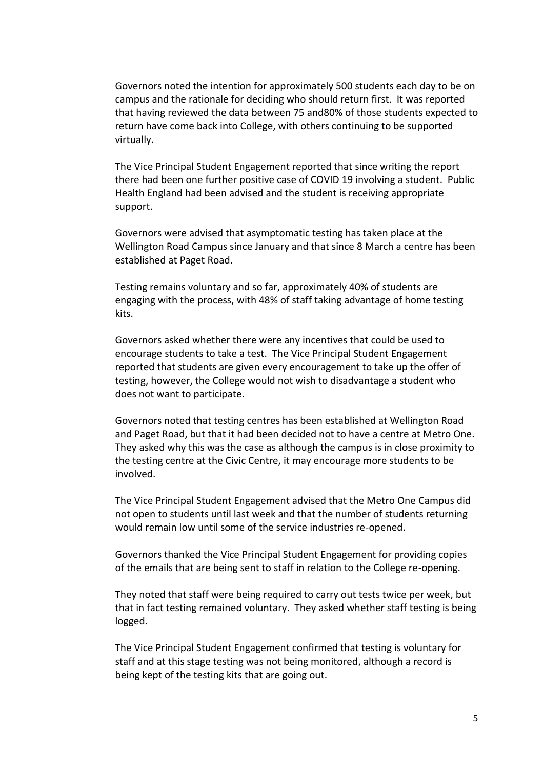Governors noted the intention for approximately 500 students each day to be on campus and the rationale for deciding who should return first. It was reported that having reviewed the data between 75 and80% of those students expected to return have come back into College, with others continuing to be supported virtually.

The Vice Principal Student Engagement reported that since writing the report there had been one further positive case of COVID 19 involving a student. Public Health England had been advised and the student is receiving appropriate support.

Governors were advised that asymptomatic testing has taken place at the Wellington Road Campus since January and that since 8 March a centre has been established at Paget Road.

Testing remains voluntary and so far, approximately 40% of students are engaging with the process, with 48% of staff taking advantage of home testing kits.

Governors asked whether there were any incentives that could be used to encourage students to take a test. The Vice Principal Student Engagement reported that students are given every encouragement to take up the offer of testing, however, the College would not wish to disadvantage a student who does not want to participate.

Governors noted that testing centres has been established at Wellington Road and Paget Road, but that it had been decided not to have a centre at Metro One. They asked why this was the case as although the campus is in close proximity to the testing centre at the Civic Centre, it may encourage more students to be involved.

The Vice Principal Student Engagement advised that the Metro One Campus did not open to students until last week and that the number of students returning would remain low until some of the service industries re-opened.

Governors thanked the Vice Principal Student Engagement for providing copies of the emails that are being sent to staff in relation to the College re-opening.

They noted that staff were being required to carry out tests twice per week, but that in fact testing remained voluntary. They asked whether staff testing is being logged.

The Vice Principal Student Engagement confirmed that testing is voluntary for staff and at this stage testing was not being monitored, although a record is being kept of the testing kits that are going out.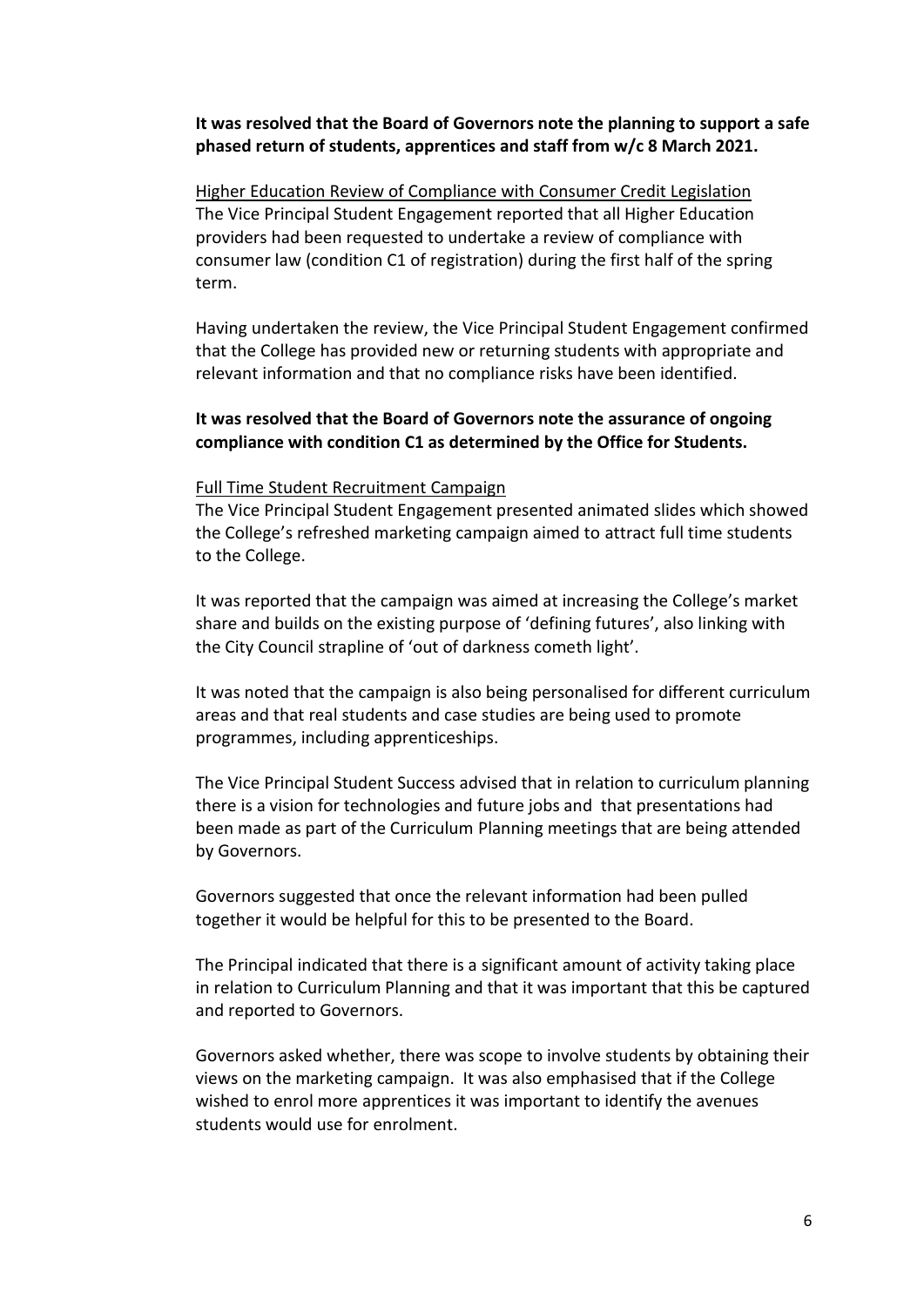**It was resolved that the Board of Governors note the planning to support a safe phased return of students, apprentices and staff from w/c 8 March 2021.**

Higher Education Review of Compliance with Consumer Credit Legislation

The Vice Principal Student Engagement reported that all Higher Education providers had been requested to undertake a review of compliance with consumer law (condition C1 of registration) during the first half of the spring term.

Having undertaken the review, the Vice Principal Student Engagement confirmed that the College has provided new or returning students with appropriate and relevant information and that no compliance risks have been identified.

**It was resolved that the Board of Governors note the assurance of ongoing compliance with condition C1 as determined by the Office for Students.**

Full Time Student Recruitment Campaign

The Vice Principal Student Engagement presented animated slides which showed the College's refreshed marketing campaign aimed to attract full time students to the College.

It was reported that the campaign was aimed at increasing the College's market share and builds on the existing purpose of 'defining futures', also linking with the City Council strapline of 'out of darkness cometh light'.

It was noted that the campaign is also being personalised for different curriculum areas and that real students and case studies are being used to promote programmes, including apprenticeships.

The Vice Principal Student Success advised that in relation to curriculum planning there is a vision for technologies and future jobs and that presentations had been made as part of the Curriculum Planning meetings that are being attended by Governors.

Governors suggested that once the relevant information had been pulled together it would be helpful for this to be presented to the Board.

The Principal indicated that there is a significant amount of activity taking place in relation to Curriculum Planning and that it was important that this be captured and reported to Governors.

Governors asked whether, there was scope to involve students by obtaining their views on the marketing campaign. It was also emphasised that if the College wished to enrol more apprentices it was important to identify the avenues students would use for enrolment.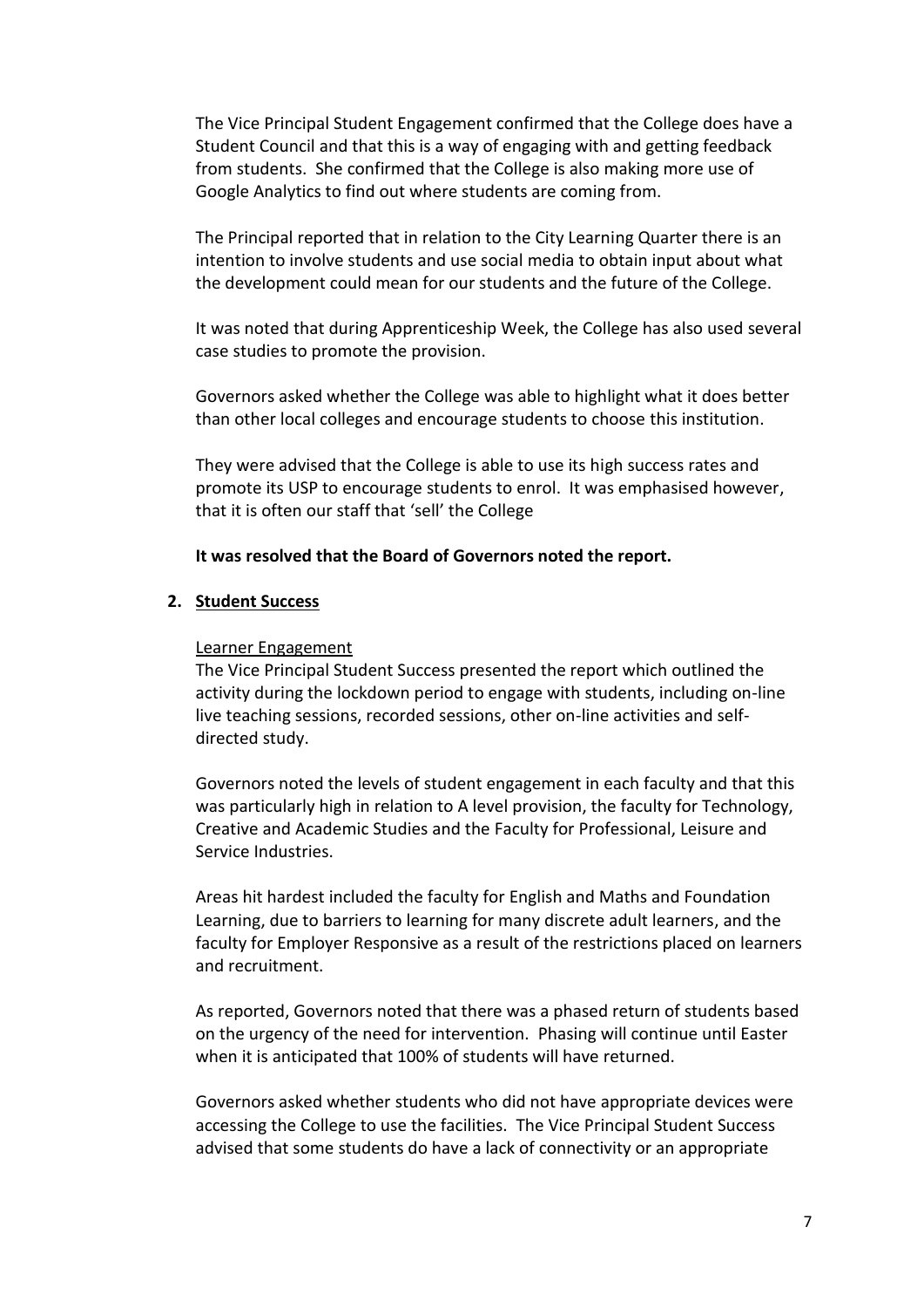The Vice Principal Student Engagement confirmed that the College does have a Student Council and that this is a way of engaging with and getting feedback from students. She confirmed that the College is also making more use of Google Analytics to find out where students are coming from.

The Principal reported that in relation to the City Learning Quarter there is an intention to involve students and use social media to obtain input about what the development could mean for our students and the future of the College.

It was noted that during Apprenticeship Week, the College has also used several case studies to promote the provision.

Governors asked whether the College was able to highlight what it does better than other local colleges and encourage students to choose this institution.

They were advised that the College is able to use its high success rates and promote its USP to encourage students to enrol. It was emphasised however, that it is often our staff that 'sell' the College

**It was resolved that the Board of Governors noted the report.**

## 2. <u>Student Success</u>

<u>Learner Engagement</u>

The Vice Principal Student Success presented the report which outlined the activity during the lockdown period to engage with students, including on-line live teaching sessions, recorded sessions, other on-line activities and self-directed study.

Governors noted the levels of student engagement in each faculty and that this was particularly high in relation to A level provision, the faculty for Technology, Creative and Academic Studies and the Faculty for Professional, Leisure and Service Industries.

Areas hit hardest included the faculty for English and Maths and Foundation Learning, due to barriers to learning for many discrete adult learners, and the faculty for Employer Responsive as a result of the restrictions placed on learners and recruitment.

As reported, Governors noted that there was a phased return of students based on the urgency of the need for intervention. Phasing will continue until Easter when it is anticipated that 100% of students will have returned.

Governors asked whether students who did not have appropriate devices were accessing the College to use the facilities. The Vice Principal Student Success advised that some students do have a lack of connectivity or an appropriate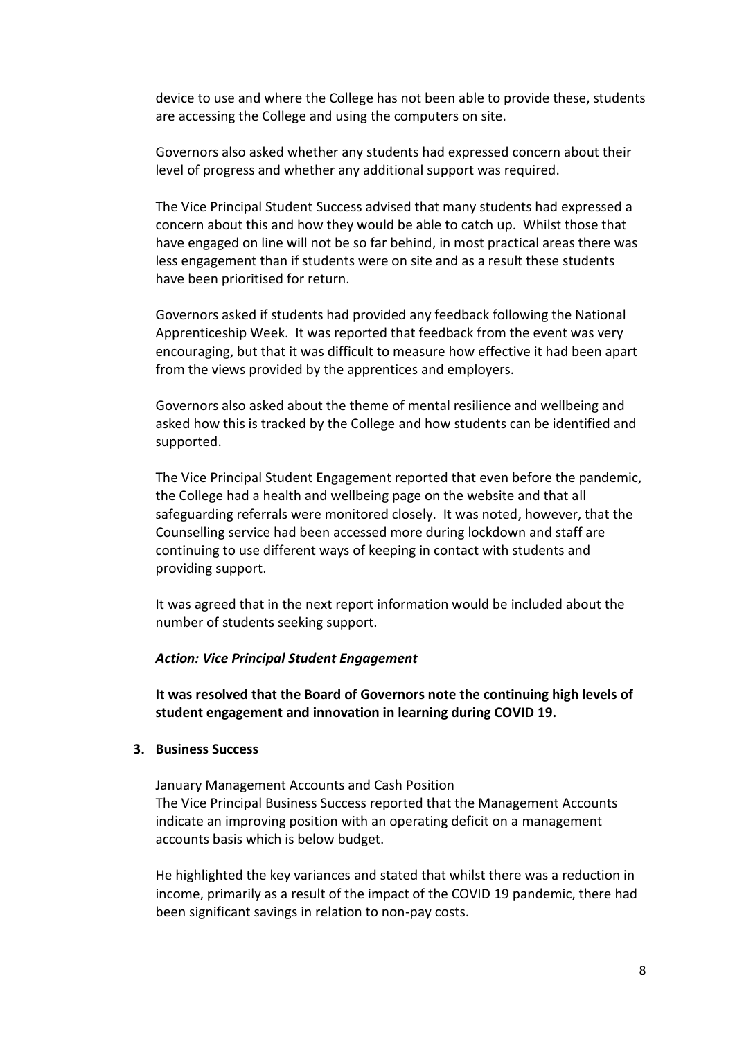device to use and where the College has not been able to provide these, students are accessing the College and using the computers on site.

Governors also asked whether any students had expressed concern about their level of progress and whether any additional support was required.

The Vice Principal Student Success advised that many students had expressed a concern about this and how they would be able to catch up. Whilst those that have engaged on line will not be so far behind, in most practical areas there was less engagement than if students were on site and as a result these students have been prioritised for return.

Governors asked if students had provided any feedback following the National Apprenticeship Week. It was reported that feedback from the event was very encouraging, but that it was difficult to measure how effective it had been apart from the views provided by the apprentices and employers.

Governors also asked about the theme of mental resilience and wellbeing and asked how this is tracked by the College and how students can be identified and supported.

The Vice Principal Student Engagement reported that even before the pandemic, the College had a health and wellbeing page on the website and that all safeguarding referrals were monitored closely. It was noted, however, that the Counselling service had been accessed more during lockdown and staff are continuing to use different ways of keeping in contact with students and providing support.

It was agreed that in the next report information would be included about the number of students seeking support.

***Action: Vice Principal Student Engagement***

**It was resolved that the Board of Governors note the continuing high levels of student engagement and innovation in learning during COVID 19.**

**3. Business Success**

January Management Accounts and Cash Position

The Vice Principal Business Success reported that the Management Accounts indicate an improving position with an operating deficit on a management accounts basis which is below budget.

He highlighted the key variances and stated that whilst there was a reduction in income, primarily as a result of the impact of the COVID 19 pandemic, there had been significant savings in relation to non-pay costs.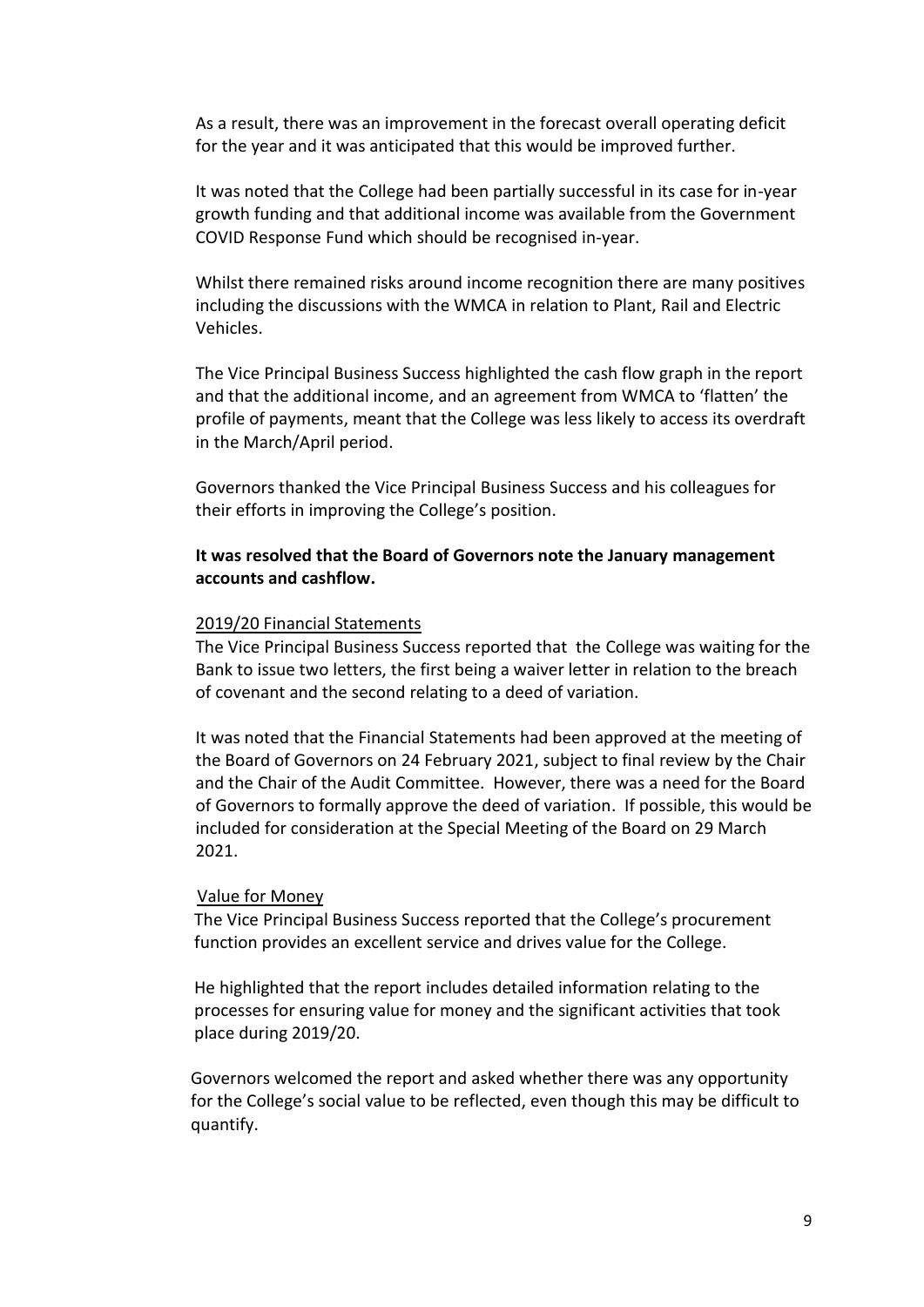As a result, there was an improvement in the forecast overall operating deficit for the year and it was anticipated that this would be improved further.

It was noted that the College had been partially successful in its case for in-year growth funding and that additional income was available from the Government COVID Response Fund which should be recognised in-year.

Whilst there remained risks around income recognition there are many positives including the discussions with the WMCA in relation to Plant, Rail and Electric Vehicles.

The Vice Principal Business Success highlighted the cash flow graph in the report and that the additional income, and an agreement from WMCA to 'flatten' the profile of payments, meant that the College was less likely to access its overdraft in the March/April period.

Governors thanked the Vice Principal Business Success and his colleagues for their efforts in improving the College's position.

**It was resolved that the Board of Governors note the January management accounts and cashflow.**

<u>2019/20 Financial Statements</u>

The Vice Principal Business Success reported that the College was waiting for the Bank to issue two letters, the first being a waiver letter in relation to the breach of covenant and the second relating to a deed of variation.

It was noted that the Financial Statements had been approved at the meeting of the Board of Governors on 24 February 2021, subject to final review by the Chair and the Chair of the Audit Committee. However, there was a need for the Board of Governors to formally approve the deed of variation. If possible, this would be included for consideration at the Special Meeting of the Board on 29 March 2021.

<u>Value for Money</u>

The Vice Principal Business Success reported that the College's procurement function provides an excellent service and drives value for the College.

He highlighted that the report includes detailed information relating to the processes for ensuring value for money and the significant activities that took place during 2019/20.

Governors welcomed the report and asked whether there was any opportunity for the College's social value to be reflected, even though this may be difficult to quantify.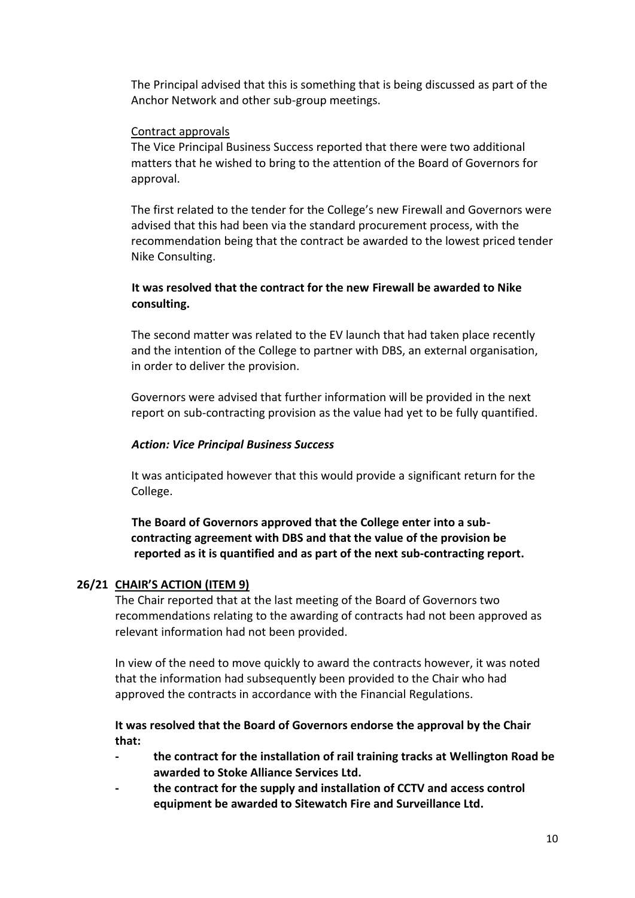The Principal advised that this is something that is being discussed as part of the Anchor Network and other sub-group meetings.

Contract approvals

The Vice Principal Business Success reported that there were two additional matters that he wished to bring to the attention of the Board of Governors for approval.

The first related to the tender for the College's new Firewall and Governors were advised that this had been via the standard procurement process, with the recommendation being that the contract be awarded to the lowest priced tender Nike Consulting.

**It was resolved that the contract for the new Firewall be awarded to Nike consulting.**

The second matter was related to the EV launch that had taken place recently and the intention of the College to partner with DBS, an external organisation, in order to deliver the provision.

Governors were advised that further information will be provided in the next report on sub-contracting provision as the value had yet to be fully quantified.

***Action: Vice Principal Business Success***

It was anticipated however that this would provide a significant return for the College.

**The Board of Governors approved that the College enter into a sub-contracting agreement with DBS and that the value of the provision be reported as it is quantified and as part of the next sub-contracting report.**

**26/21 CHAIR'S ACTION (ITEM 9)**

The Chair reported that at the last meeting of the Board of Governors two recommendations relating to the awarding of contracts had not been approved as relevant information had not been provided.

In view of the need to move quickly to award the contracts however, it was noted that the information had subsequently been provided to the Chair who had approved the contracts in accordance with the Financial Regulations.

**It was resolved that the Board of Governors endorse the approval by the Chair that:**

- **the contract for the installation of rail training tracks at Wellington Road be awarded to Stoke Alliance Services Ltd.**
- **the contract for the supply and installation of CCTV and access control equipment be awarded to Sitewatch Fire and Surveillance Ltd.**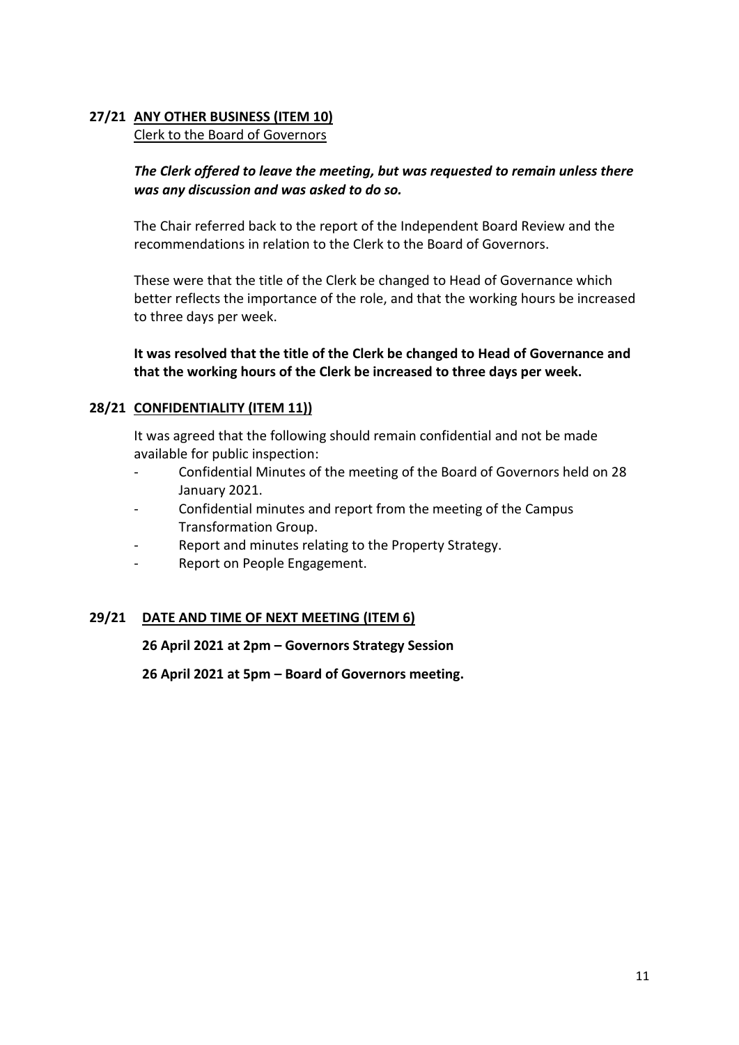**27/21 <u>ANY OTHER BUSINESS (ITEM 10)</u>**

<u>Clerk to the Board of Governors</u>

***The Clerk offered to leave the meeting, but was requested to remain unless there was any discussion and was asked to do so.***

The Chair referred back to the report of the Independent Board Review and the recommendations in relation to the Clerk to the Board of Governors.

These were that the title of the Clerk be changed to Head of Governance which better reflects the importance of the role, and that the working hours be increased to three days per week.

**It was resolved that the title of the Clerk be changed to Head of Governance and that the working hours of the Clerk be increased to three days per week.**

**28/21 <u>CONFIDENTIALITY (ITEM 11))</u>**

It was agreed that the following should remain confidential and not be made available for public inspection:

- Confidential Minutes of the meeting of the Board of Governors held on 28 January 2021.
- Confidential minutes and report from the meeting of the Campus Transformation Group.
- Report and minutes relating to the Property Strategy.
- Report on People Engagement.

**29/21 <u>DATE AND TIME OF NEXT MEETING (ITEM 6)</u>**

**26 April 2021 at 2pm – Governors Strategy Session**

**26 April 2021 at 5pm – Board of Governors meeting.**